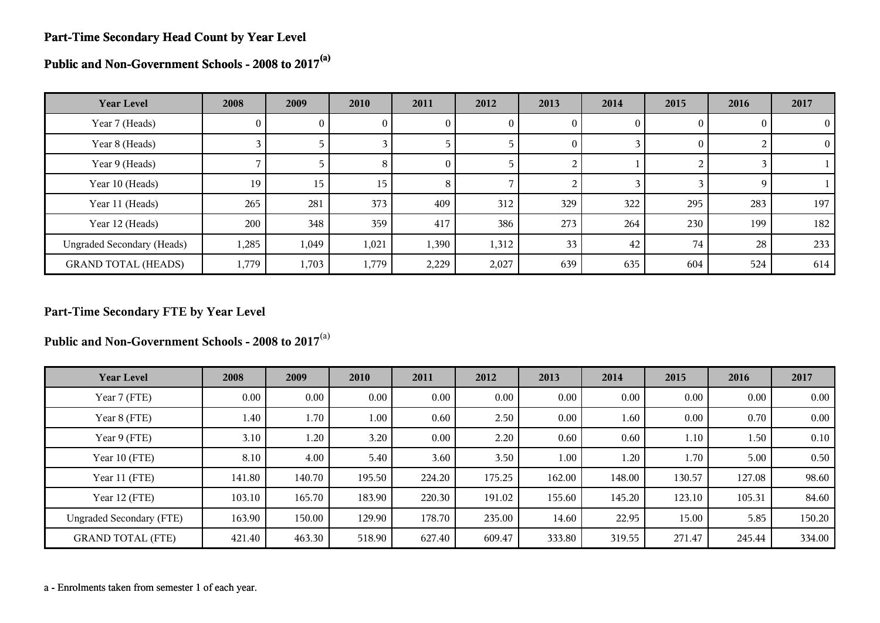## Part-Time Secondary Head Count by Year Level

## Public and Non-Government Schools - 2008 to 2017[(a)]

| Year Level | 2008 | 2009 | 2010 | 2011 | 2012 | 2013 | 2014 | 2015 | 2016 | 2017 |
|---|---|---|---|---|---|---|---|---|---|---|
| Year 7 (Heads) | 0 | 0 | 0 | 0 | 0 | 0 | 0 | 0 | 0 | 0 |
| Year 8 (Heads) | 3 | 5 | 3 | 5 | 5 | 0 | 3 | 0 | 2 | 0 |
| Year 9 (Heads) | 7 | 5 | 8 | 0 | 5 | 2 | 1 | 2 | 3 | 1 |
| Year 10 (Heads) | 19 | 15 | 15 | 8 | 7 | 2 | 3 | 3 | 9 | 1 |
| Year 11 (Heads) | 265 | 281 | 373 | 409 | 312 | 329 | 322 | 295 | 283 | 197 |
| Year 12 (Heads) | 200 | 348 | 359 | 417 | 386 | 273 | 264 | 230 | 199 | 182 |
| Ungraded Secondary (Heads) | 1,285 | 1,049 | 1,021 | 1,390 | 1,312 | 33 | 42 | 74 | 28 | 233 |
| GRAND TOTAL (HEADS) | 1,779 | 1,703 | 1,779 | 2,229 | 2,027 | 639 | 635 | 604 | 524 | 614 |

## Part-Time Secondary FTE by Year Level

## Public and Non-Government Schools - 2008 to 2017[(a)]

| Year Level | 2008 | 2009 | 2010 | 2011 | 2012 | 2013 | 2014 | 2015 | 2016 | 2017 |
|---|---|---|---|---|---|---|---|---|---|---|
| Year 7 (FTE) | 0.00 | 0.00 | 0.00 | 0.00 | 0.00 | 0.00 | 0.00 | 0.00 | 0.00 | 0.00 |
| Year 8 (FTE) | 1.40 | 1.70 | 1.00 | 0.60 | 2.50 | 0.00 | 1.60 | 0.00 | 0.70 | 0.00 |
| Year 9 (FTE) | 3.10 | 1.20 | 3.20 | 0.00 | 2.20 | 0.60 | 0.60 | 1.10 | 1.50 | 0.10 |
| Year 10 (FTE) | 8.10 | 4.00 | 5.40 | 3.60 | 3.50 | 1.00 | 1.20 | 1.70 | 5.00 | 0.50 |
| Year 11 (FTE) | 141.80 | 140.70 | 195.50 | 224.20 | 175.25 | 162.00 | 148.00 | 130.57 | 127.08 | 98.60 |
| Year 12 (FTE) | 103.10 | 165.70 | 183.90 | 220.30 | 191.02 | 155.60 | 145.20 | 123.10 | 105.31 | 84.60 |
| Ungraded Secondary (FTE) | 163.90 | 150.00 | 129.90 | 178.70 | 235.00 | 14.60 | 22.95 | 15.00 | 5.85 | 150.20 |
| GRAND TOTAL (FTE) | 421.40 | 463.30 | 518.90 | 627.40 | 609.47 | 333.80 | 319.55 | 271.47 | 245.44 | 334.00 |

a - Enrolments taken from semester 1 of each year.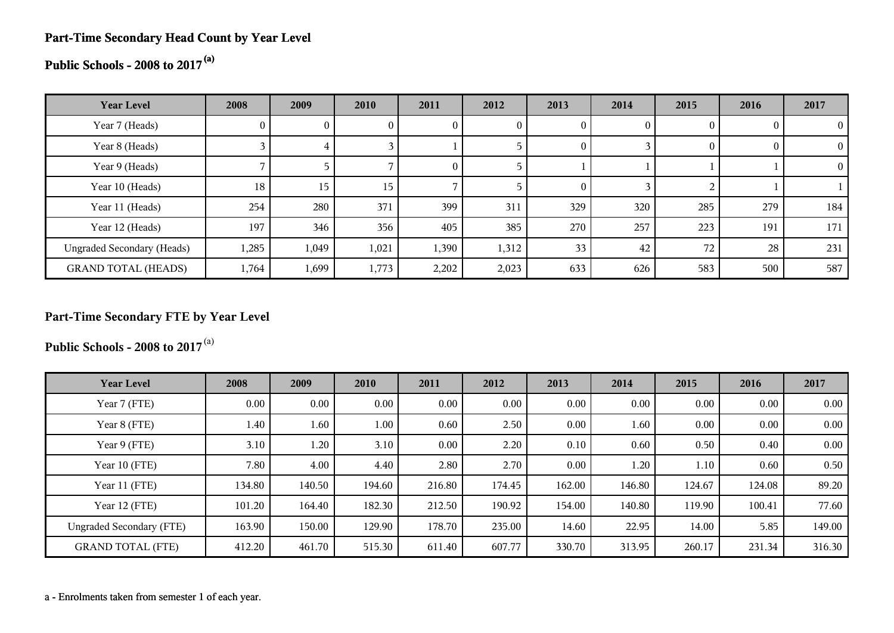## Part-Time Secondary Head Count by Year Level

## Public Schools - 2008 to 2017 [(a)]

| Year Level | 2008 | 2009 | 2010 | 2011 | 2012 | 2013 | 2014 | 2015 | 2016 | 2017 |
|---|---|---|---|---|---|---|---|---|---|---|
| Year 7 (Heads) | 0 | 0 | 0 | 0 | 0 | 0 | 0 | 0 | 0 | 0 |
| Year 8 (Heads) | 3 | 4 | 3 | 1 | 5 | 0 | 3 | 0 | 0 | 0 |
| Year 9 (Heads) | 7 | 5 | 7 | 0 | 5 | 1 | 1 | 1 | 1 | 0 |
| Year 10 (Heads) | 18 | 15 | 15 | 7 | 5 | 0 | 3 | 2 | 1 | 1 |
| Year 11 (Heads) | 254 | 280 | 371 | 399 | 311 | 329 | 320 | 285 | 279 | 184 |
| Year 12 (Heads) | 197 | 346 | 356 | 405 | 385 | 270 | 257 | 223 | 191 | 171 |
| Ungraded Secondary (Heads) | 1,285 | 1,049 | 1,021 | 1,390 | 1,312 | 33 | 42 | 72 | 28 | 231 |
| GRAND TOTAL (HEADS) | 1,764 | 1,699 | 1,773 | 2,202 | 2,023 | 633 | 626 | 583 | 500 | 587 |

## Part-Time Secondary FTE by Year Level

## Public Schools - 2008 to 2017 [(a)]

| Year Level | 2008 | 2009 | 2010 | 2011 | 2012 | 2013 | 2014 | 2015 | 2016 | 2017 |
|---|---|---|---|---|---|---|---|---|---|---|
| Year 7 (FTE) | 0.00 | 0.00 | 0.00 | 0.00 | 0.00 | 0.00 | 0.00 | 0.00 | 0.00 | 0.00 |
| Year 8 (FTE) | 1.40 | 1.60 | 1.00 | 0.60 | 2.50 | 0.00 | 1.60 | 0.00 | 0.00 | 0.00 |
| Year 9 (FTE) | 3.10 | 1.20 | 3.10 | 0.00 | 2.20 | 0.10 | 0.60 | 0.50 | 0.40 | 0.00 |
| Year 10 (FTE) | 7.80 | 4.00 | 4.40 | 2.80 | 2.70 | 0.00 | 1.20 | 1.10 | 0.60 | 0.50 |
| Year 11 (FTE) | 134.80 | 140.50 | 194.60 | 216.80 | 174.45 | 162.00 | 146.80 | 124.67 | 124.08 | 89.20 |
| Year 12 (FTE) | 101.20 | 164.40 | 182.30 | 212.50 | 190.92 | 154.00 | 140.80 | 119.90 | 100.41 | 77.60 |
| Ungraded Secondary (FTE) | 163.90 | 150.00 | 129.90 | 178.70 | 235.00 | 14.60 | 22.95 | 14.00 | 5.85 | 149.00 |
| GRAND TOTAL (FTE) | 412.20 | 461.70 | 515.30 | 611.40 | 607.77 | 330.70 | 313.95 | 260.17 | 231.34 | 316.30 |

a - Enrolments taken from semester 1 of each year.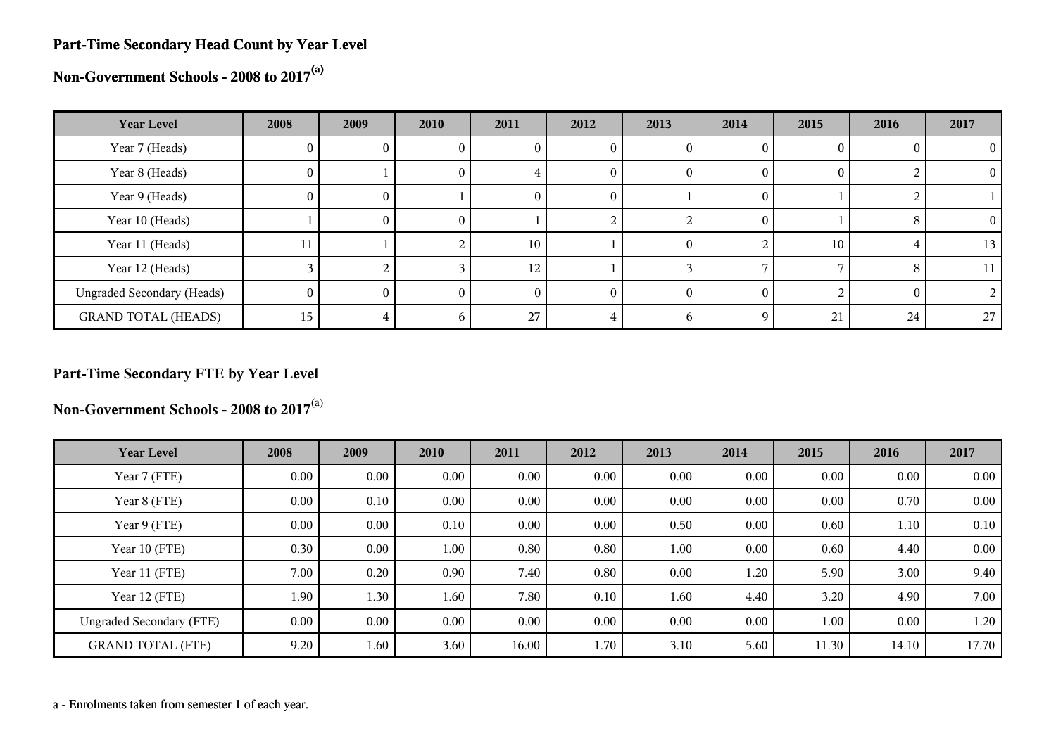## Part-Time Secondary Head Count by Year Level

## Non-Government Schools - 2008 to 2017[(a)]

| Year Level | 2008 | 2009 | 2010 | 2011 | 2012 | 2013 | 2014 | 2015 | 2016 | 2017 |
|---|---|---|---|---|---|---|---|---|---|---|
| Year 7 (Heads) | 0 | 0 | 0 | 0 | 0 | 0 | 0 | 0 | 0 | 0 |
| Year 8 (Heads) | 0 | 1 | 0 | 4 | 0 | 0 | 0 | 0 | 2 | 0 |
| Year 9 (Heads) | 0 | 0 | 1 | 0 | 0 | 1 | 0 | 1 | 2 | 1 |
| Year 10 (Heads) | 1 | 0 | 0 | 1 | 2 | 2 | 0 | 1 | 8 | 0 |
| Year 11 (Heads) | 11 | 1 | 2 | 10 | 1 | 0 | 2 | 10 | 4 | 13 |
| Year 12 (Heads) | 3 | 2 | 3 | 12 | 1 | 3 | 7 | 7 | 8 | 11 |
| Ungraded Secondary (Heads) | 0 | 0 | 0 | 0 | 0 | 0 | 0 | 2 | 0 | 2 |
| GRAND TOTAL (HEADS) | 15 | 4 | 6 | 27 | 4 | 6 | 9 | 21 | 24 | 27 |

## Part-Time Secondary FTE by Year Level

## Non-Government Schools - 2008 to 2017[(a)]

| Year Level | 2008 | 2009 | 2010 | 2011 | 2012 | 2013 | 2014 | 2015 | 2016 | 2017 |
|---|---|---|---|---|---|---|---|---|---|---|
| Year 7 (FTE) | 0.00 | 0.00 | 0.00 | 0.00 | 0.00 | 0.00 | 0.00 | 0.00 | 0.00 | 0.00 |
| Year 8 (FTE) | 0.00 | 0.10 | 0.00 | 0.00 | 0.00 | 0.00 | 0.00 | 0.00 | 0.70 | 0.00 |
| Year 9 (FTE) | 0.00 | 0.00 | 0.10 | 0.00 | 0.00 | 0.50 | 0.00 | 0.60 | 1.10 | 0.10 |
| Year 10 (FTE) | 0.30 | 0.00 | 1.00 | 0.80 | 0.80 | 1.00 | 0.00 | 0.60 | 4.40 | 0.00 |
| Year 11 (FTE) | 7.00 | 0.20 | 0.90 | 7.40 | 0.80 | 0.00 | 1.20 | 5.90 | 3.00 | 9.40 |
| Year 12 (FTE) | 1.90 | 1.30 | 1.60 | 7.80 | 0.10 | 1.60 | 4.40 | 3.20 | 4.90 | 7.00 |
| Ungraded Secondary (FTE) | 0.00 | 0.00 | 0.00 | 0.00 | 0.00 | 0.00 | 0.00 | 1.00 | 0.00 | 1.20 |
| GRAND TOTAL (FTE) | 9.20 | 1.60 | 3.60 | 16.00 | 1.70 | 3.10 | 5.60 | 11.30 | 14.10 | 17.70 |

a - Enrolments taken from semester 1 of each year.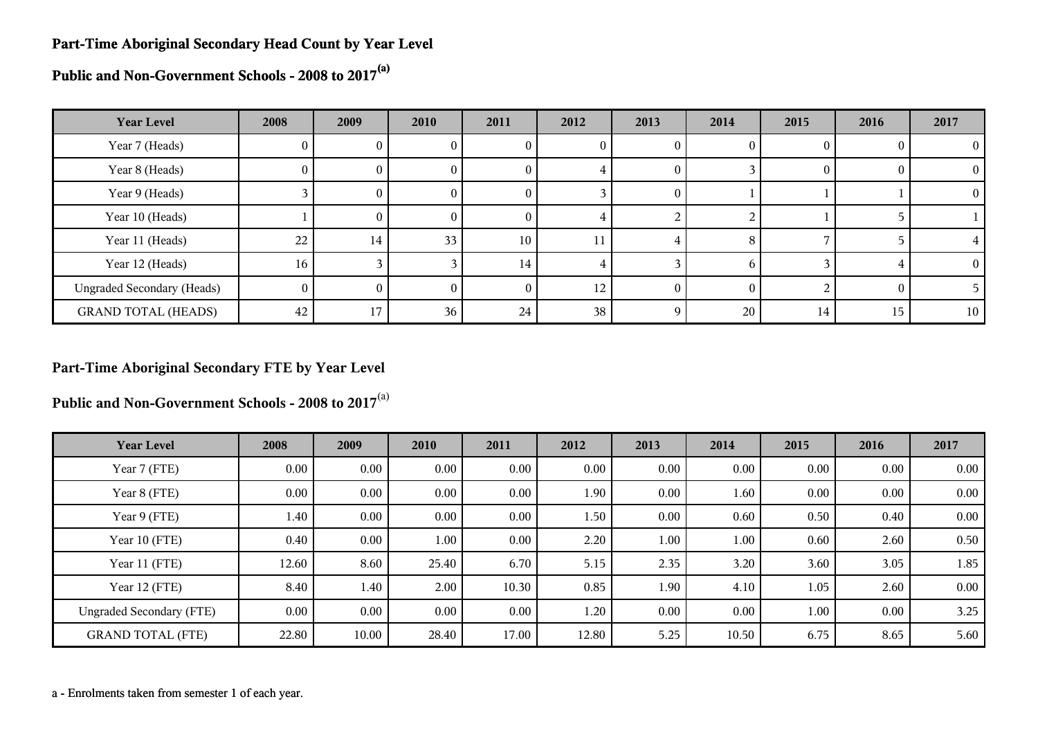## Part-Time Aboriginal Secondary Head Count by Year Level

## Public and Non-Government Schools - 2008 to 2017[(a)]

| Year Level | 2008 | 2009 | 2010 | 2011 | 2012 | 2013 | 2014 | 2015 | 2016 | 2017 |
|---|---|---|---|---|---|---|---|---|---|---|
| Year 7 (Heads) | 0 | 0 | 0 | 0 | 0 | 0 | 0 | 0 | 0 | 0 |
| Year 8 (Heads) | 0 | 0 | 0 | 0 | 4 | 0 | 3 | 0 | 0 | 0 |
| Year 9 (Heads) | 3 | 0 | 0 | 0 | 3 | 0 | 1 | 1 | 1 | 0 |
| Year 10 (Heads) | 1 | 0 | 0 | 0 | 4 | 2 | 2 | 1 | 5 | 1 |
| Year 11 (Heads) | 22 | 14 | 33 | 10 | 11 | 4 | 8 | 7 | 5 | 4 |
| Year 12 (Heads) | 16 | 3 | 3 | 14 | 4 | 3 | 6 | 3 | 4 | 0 |
| Ungraded Secondary (Heads) | 0 | 0 | 0 | 0 | 12 | 0 | 0 | 2 | 0 | 5 |
| GRAND TOTAL (HEADS) | 42 | 17 | 36 | 24 | 38 | 9 | 20 | 14 | 15 | 10 |

## Part-Time Aboriginal Secondary FTE by Year Level

## Public and Non-Government Schools - 2008 to 2017[(a)]

| Year Level | 2008 | 2009 | 2010 | 2011 | 2012 | 2013 | 2014 | 2015 | 2016 | 2017 |
|---|---|---|---|---|---|---|---|---|---|---|
| Year 7 (FTE) | 0.00 | 0.00 | 0.00 | 0.00 | 0.00 | 0.00 | 0.00 | 0.00 | 0.00 | 0.00 |
| Year 8 (FTE) | 0.00 | 0.00 | 0.00 | 0.00 | 1.90 | 0.00 | 1.60 | 0.00 | 0.00 | 0.00 |
| Year 9 (FTE) | 1.40 | 0.00 | 0.00 | 0.00 | 1.50 | 0.00 | 0.60 | 0.50 | 0.40 | 0.00 |
| Year 10 (FTE) | 0.40 | 0.00 | 1.00 | 0.00 | 2.20 | 1.00 | 1.00 | 0.60 | 2.60 | 0.50 |
| Year 11 (FTE) | 12.60 | 8.60 | 25.40 | 6.70 | 5.15 | 2.35 | 3.20 | 3.60 | 3.05 | 1.85 |
| Year 12 (FTE) | 8.40 | 1.40 | 2.00 | 10.30 | 0.85 | 1.90 | 4.10 | 1.05 | 2.60 | 0.00 |
| Ungraded Secondary (FTE) | 0.00 | 0.00 | 0.00 | 0.00 | 1.20 | 0.00 | 0.00 | 1.00 | 0.00 | 3.25 |
| GRAND TOTAL (FTE) | 22.80 | 10.00 | 28.40 | 17.00 | 12.80 | 5.25 | 10.50 | 6.75 | 8.65 | 5.60 |

a - Enrolments taken from semester 1 of each year.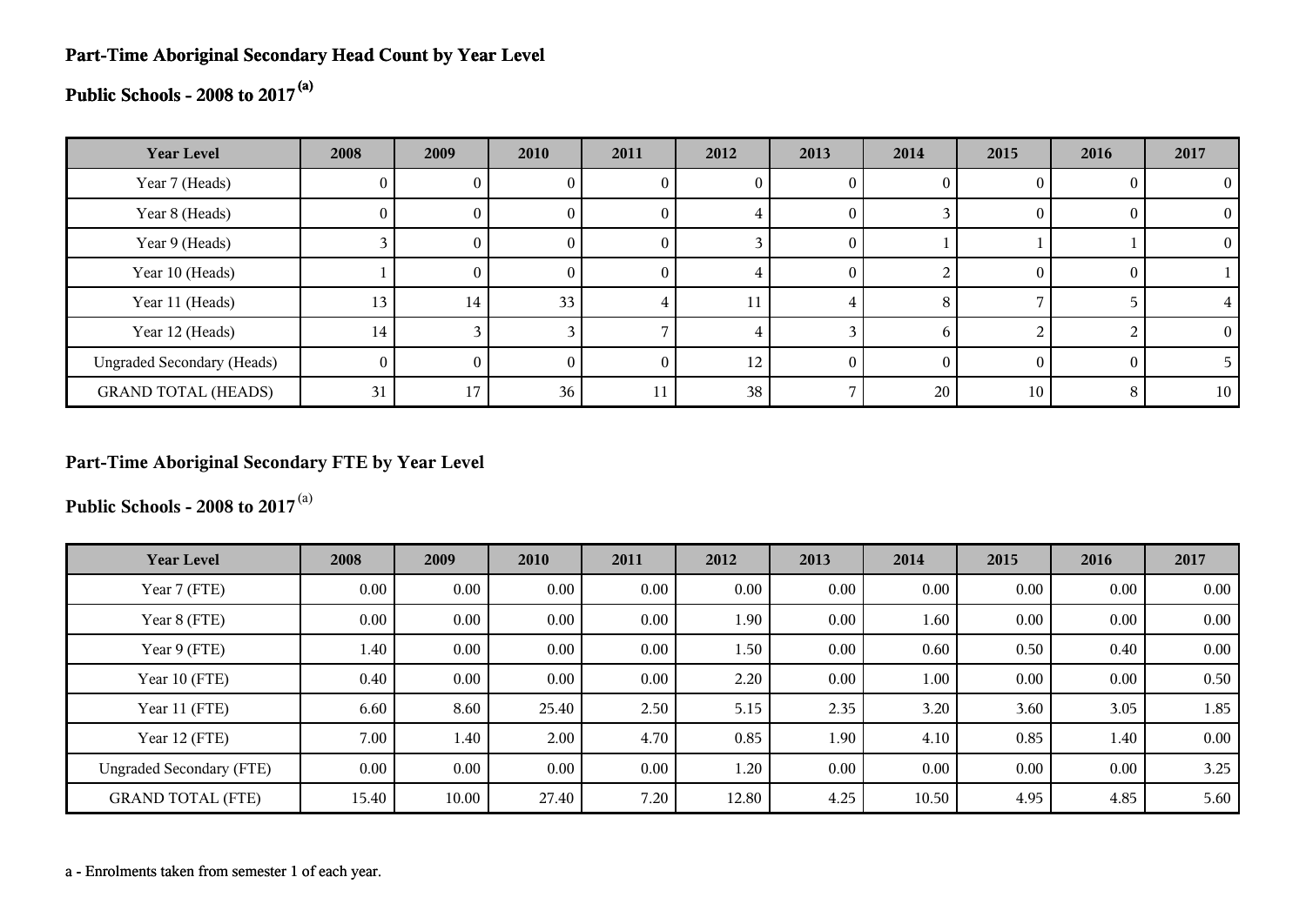## Part-Time Aboriginal Secondary Head Count by Year Level

## Public Schools - 2008 to 2017[(a)]

| Year Level | 2008 | 2009 | 2010 | 2011 | 2012 | 2013 | 2014 | 2015 | 2016 | 2017 |
|---|---|---|---|---|---|---|---|---|---|---|
| Year 7 (Heads) | 0 | 0 | 0 | 0 | 0 | 0 | 0 | 0 | 0 | 0 |
| Year 8 (Heads) | 0 | 0 | 0 | 0 | 4 | 0 | 3 | 0 | 0 | 0 |
| Year 9 (Heads) | 3 | 0 | 0 | 0 | 3 | 0 | 1 | 1 | 1 | 0 |
| Year 10 (Heads) | 1 | 0 | 0 | 0 | 4 | 0 | 2 | 0 | 0 | 1 |
| Year 11 (Heads) | 13 | 14 | 33 | 4 | 11 | 4 | 8 | 7 | 5 | 4 |
| Year 12 (Heads) | 14 | 3 | 3 | 7 | 4 | 3 | 6 | 2 | 2 | 0 |
| Ungraded Secondary (Heads) | 0 | 0 | 0 | 0 | 12 | 0 | 0 | 0 | 0 | 5 |
| GRAND TOTAL (HEADS) | 31 | 17 | 36 | 11 | 38 | 7 | 20 | 10 | 8 | 10 |

## Part-Time Aboriginal Secondary FTE by Year Level

## Public Schools - 2008 to 2017[(a)]

| Year Level | 2008 | 2009 | 2010 | 2011 | 2012 | 2013 | 2014 | 2015 | 2016 | 2017 |
|---|---|---|---|---|---|---|---|---|---|---|
| Year 7 (FTE) | 0.00 | 0.00 | 0.00 | 0.00 | 0.00 | 0.00 | 0.00 | 0.00 | 0.00 | 0.00 |
| Year 8 (FTE) | 0.00 | 0.00 | 0.00 | 0.00 | 1.90 | 0.00 | 1.60 | 0.00 | 0.00 | 0.00 |
| Year 9 (FTE) | 1.40 | 0.00 | 0.00 | 0.00 | 1.50 | 0.00 | 0.60 | 0.50 | 0.40 | 0.00 |
| Year 10 (FTE) | 0.40 | 0.00 | 0.00 | 0.00 | 2.20 | 0.00 | 1.00 | 0.00 | 0.00 | 0.50 |
| Year 11 (FTE) | 6.60 | 8.60 | 25.40 | 2.50 | 5.15 | 2.35 | 3.20 | 3.60 | 3.05 | 1.85 |
| Year 12 (FTE) | 7.00 | 1.40 | 2.00 | 4.70 | 0.85 | 1.90 | 4.10 | 0.85 | 1.40 | 0.00 |
| Ungraded Secondary (FTE) | 0.00 | 0.00 | 0.00 | 0.00 | 1.20 | 0.00 | 0.00 | 0.00 | 0.00 | 3.25 |
| GRAND TOTAL (FTE) | 15.40 | 10.00 | 27.40 | 7.20 | 12.80 | 4.25 | 10.50 | 4.95 | 4.85 | 5.60 |

a - Enrolments taken from semester 1 of each year.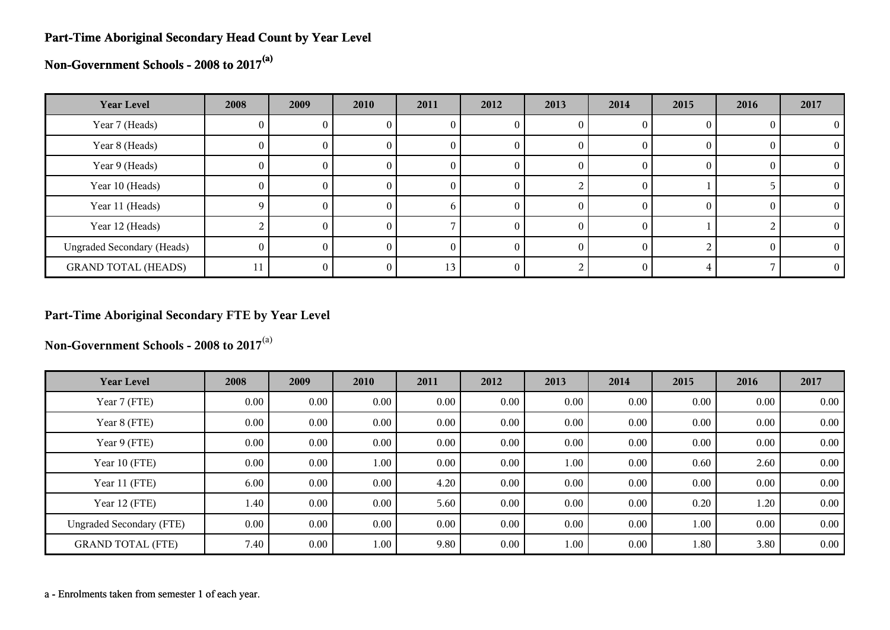## Part-Time Aboriginal Secondary Head Count by Year Level

## Non-Government Schools - 2008 to 2017[(a)]

| Year Level | 2008 | 2009 | 2010 | 2011 | 2012 | 2013 | 2014 | 2015 | 2016 | 2017 |
|---|---|---|---|---|---|---|---|---|---|---|
| Year 7 (Heads) | 0 | 0 | 0 | 0 | 0 | 0 | 0 | 0 | 0 | 0 |
| Year 8 (Heads) | 0 | 0 | 0 | 0 | 0 | 0 | 0 | 0 | 0 | 0 |
| Year 9 (Heads) | 0 | 0 | 0 | 0 | 0 | 0 | 0 | 0 | 0 | 0 |
| Year 10 (Heads) | 0 | 0 | 0 | 0 | 0 | 2 | 0 | 1 | 5 | 0 |
| Year 11 (Heads) | 9 | 0 | 0 | 6 | 0 | 0 | 0 | 0 | 0 | 0 |
| Year 12 (Heads) | 2 | 0 | 0 | 7 | 0 | 0 | 0 | 1 | 2 | 0 |
| Ungraded Secondary (Heads) | 0 | 0 | 0 | 0 | 0 | 0 | 0 | 2 | 0 | 0 |
| GRAND TOTAL (HEADS) | 11 | 0 | 0 | 13 | 0 | 2 | 0 | 4 | 7 | 0 |

## Part-Time Aboriginal Secondary FTE by Year Level

## Non-Government Schools - 2008 to 2017[(a)]

| Year Level | 2008 | 2009 | 2010 | 2011 | 2012 | 2013 | 2014 | 2015 | 2016 | 2017 |
|---|---|---|---|---|---|---|---|---|---|---|
| Year 7 (FTE) | 0.00 | 0.00 | 0.00 | 0.00 | 0.00 | 0.00 | 0.00 | 0.00 | 0.00 | 0.00 |
| Year 8 (FTE) | 0.00 | 0.00 | 0.00 | 0.00 | 0.00 | 0.00 | 0.00 | 0.00 | 0.00 | 0.00 |
| Year 9 (FTE) | 0.00 | 0.00 | 0.00 | 0.00 | 0.00 | 0.00 | 0.00 | 0.00 | 0.00 | 0.00 |
| Year 10 (FTE) | 0.00 | 0.00 | 1.00 | 0.00 | 0.00 | 1.00 | 0.00 | 0.60 | 2.60 | 0.00 |
| Year 11 (FTE) | 6.00 | 0.00 | 0.00 | 4.20 | 0.00 | 0.00 | 0.00 | 0.00 | 0.00 | 0.00 |
| Year 12 (FTE) | 1.40 | 0.00 | 0.00 | 5.60 | 0.00 | 0.00 | 0.00 | 0.20 | 1.20 | 0.00 |
| Ungraded Secondary (FTE) | 0.00 | 0.00 | 0.00 | 0.00 | 0.00 | 0.00 | 0.00 | 1.00 | 0.00 | 0.00 |
| GRAND TOTAL (FTE) | 7.40 | 0.00 | 1.00 | 9.80 | 0.00 | 1.00 | 0.00 | 1.80 | 3.80 | 0.00 |

a - Enrolments taken from semester 1 of each year.